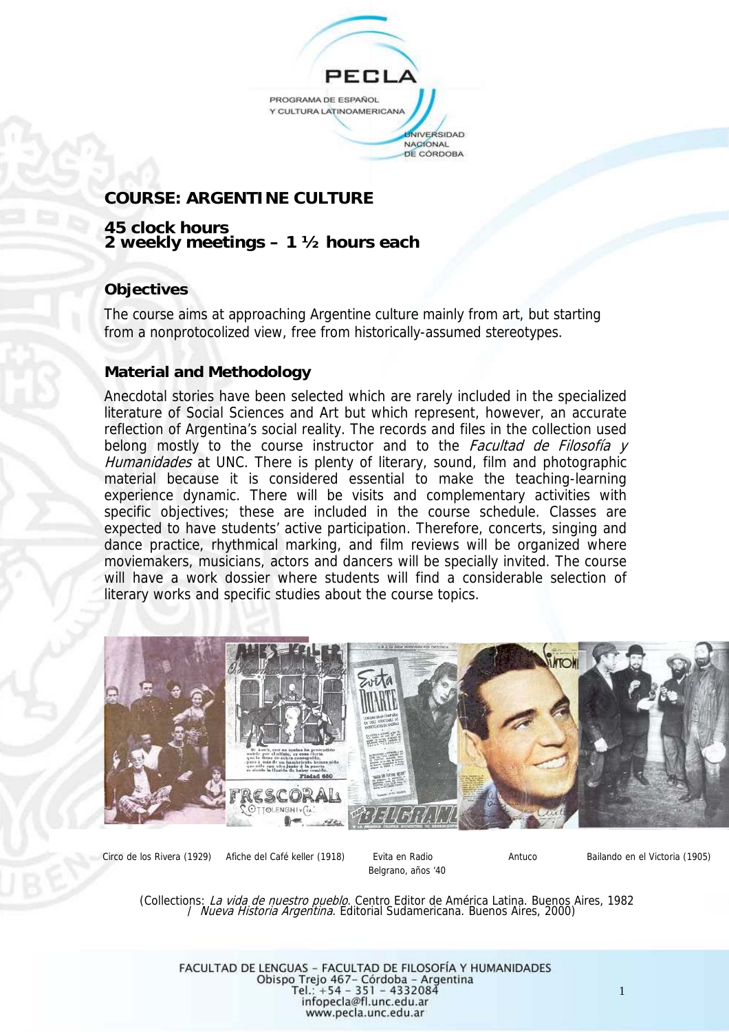# COURSE: ARGENTINE CULTURE

**45 clock hours**
**2 weekly meetings – 1 ½ hours each**

## Objectives

The course aims at approaching Argentine culture mainly from art, but starting from a nonprotocolized view, free from historically-assumed stereotypes.

## Material and Methodology

Anecdotal stories have been selected which are rarely included in the specialized literature of Social Sciences and Art but which represent, however, an accurate reflection of Argentina's social reality. The records and files in the collection used belong mostly to the course instructor and to the *Facultad de Filosofía y Humanidades* at UNC. There is plenty of literary, sound, film and photographic material because it is considered essential to make the teaching-learning experience dynamic. There will be visits and complementary activities with specific objectives; these are included in the course schedule. Classes are expected to have students' active participation. Therefore, concerts, singing and dance practice, rhythmical marking, and film reviews will be organized where moviemakers, musicians, actors and dancers will be specially invited. The course will have a work dossier where students will find a considerable selection of literary works and specific studies about the course topics.

Circo de los Rivera (1929) | Afiche del Café keller (1918) | Evita en Radio Belgrano, años '40 | Antuco | Bailando en el Victoria (1905)

(Collections: *La vida de nuestro pueblo*. Centro Editor de América Latina. Buenos Aires, 1982 / *Nueva Historia Argentina*. Editorial Sudamericana. Buenos Aires, 2000)

FACULTAD DE LENGUAS – FACULTAD DE FILOSOFÍA Y HUMANIDADES
Obispo Trejo 467– Córdoba – Argentina
Tel.: +54 – 351 – 4332084
infopecla@fl.unc.edu.ar
www.pecla.unc.edu.ar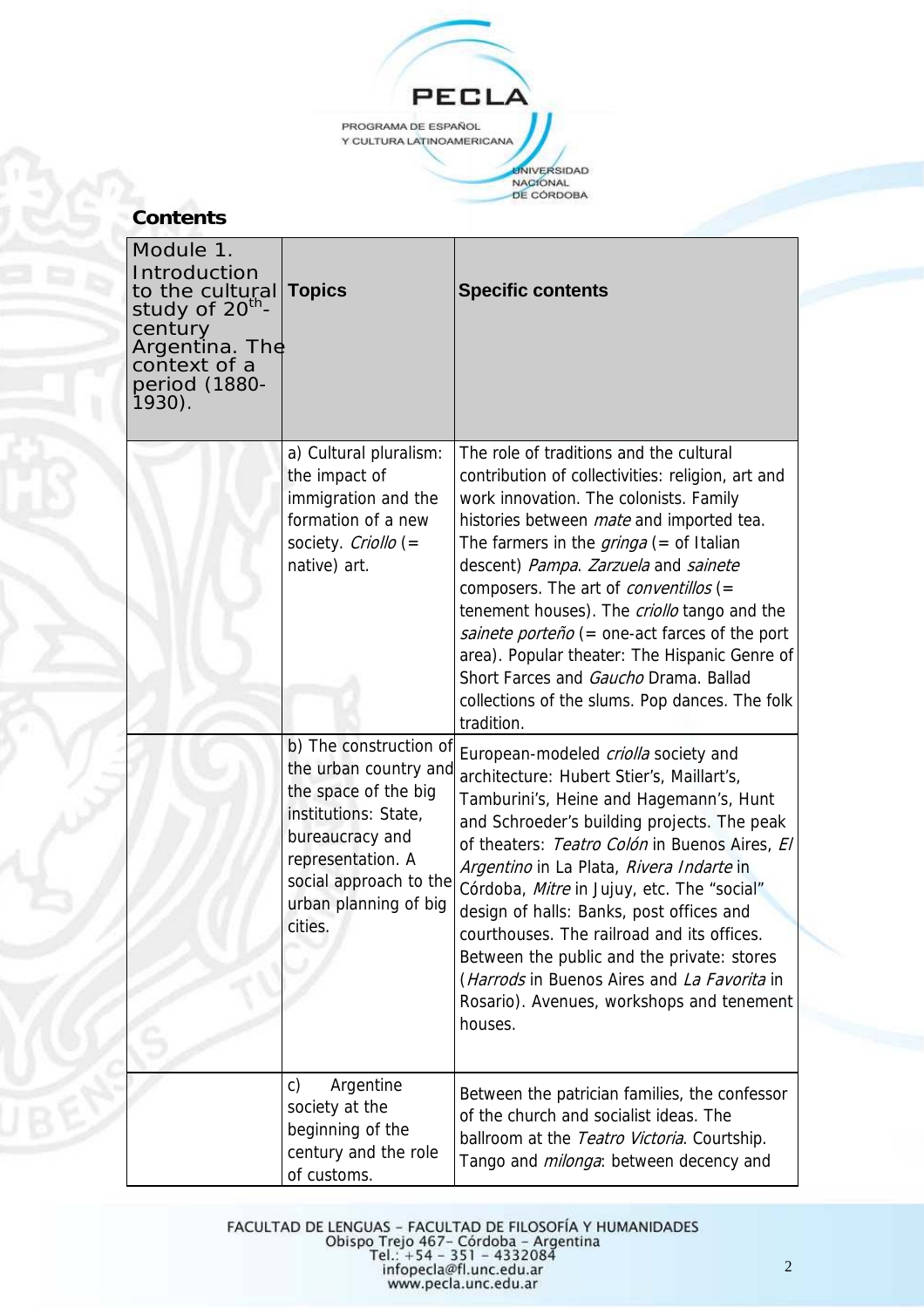## Contents

| Module 1. Introduction to the cultural study of 20th-century Argentina. The context of a period (1880-1930). | Topics | Specific contents |
|---|---|---|
| | a) Cultural pluralism: the impact of immigration and the formation of a new society. *Criollo* (= native) art. | The role of traditions and the cultural contribution of collectivities: religion, art and work innovation. The colonists. Family histories between *mate* and imported tea. The farmers in the *gringa* (= of Italian descent) *Pampa*. *Zarzuela* and *sainete* composers. The art of *conventillos* (= tenement houses). The *criollo* tango and the *sainete porteño* (= one-act farces of the port area). Popular theater: The Hispanic Genre of Short Farces and *Gaucho* Drama. Ballad collections of the slums. Pop dances. The folk tradition. |
| | b) The construction of the urban country and the space of the big institutions: State, bureaucracy and representation. A social approach to the urban planning of big cities. | European-modeled *criolla* society and architecture: Hubert Stier's, Maillart's, Tamburini's, Heine and Hagemann's, Hunt and Schroeder's building projects. The peak of theaters: *Teatro Colón* in Buenos Aires, *El Argentino* in La Plata, *Rivera Indarte* in Córdoba, *Mitre* in Jujuy, etc. The "social" design of halls: Banks, post offices and courthouses. The railroad and its offices. Between the public and the private: stores (*Harrods* in Buenos Aires and *La Favorita* in Rosario). Avenues, workshops and tenement houses. |
| | c) Argentine society at the beginning of the century and the role of customs. | Between the patrician families, the confessor of the church and socialist ideas. The ballroom at the *Teatro Victoria*. Courtship. Tango and *milonga*: between decency and |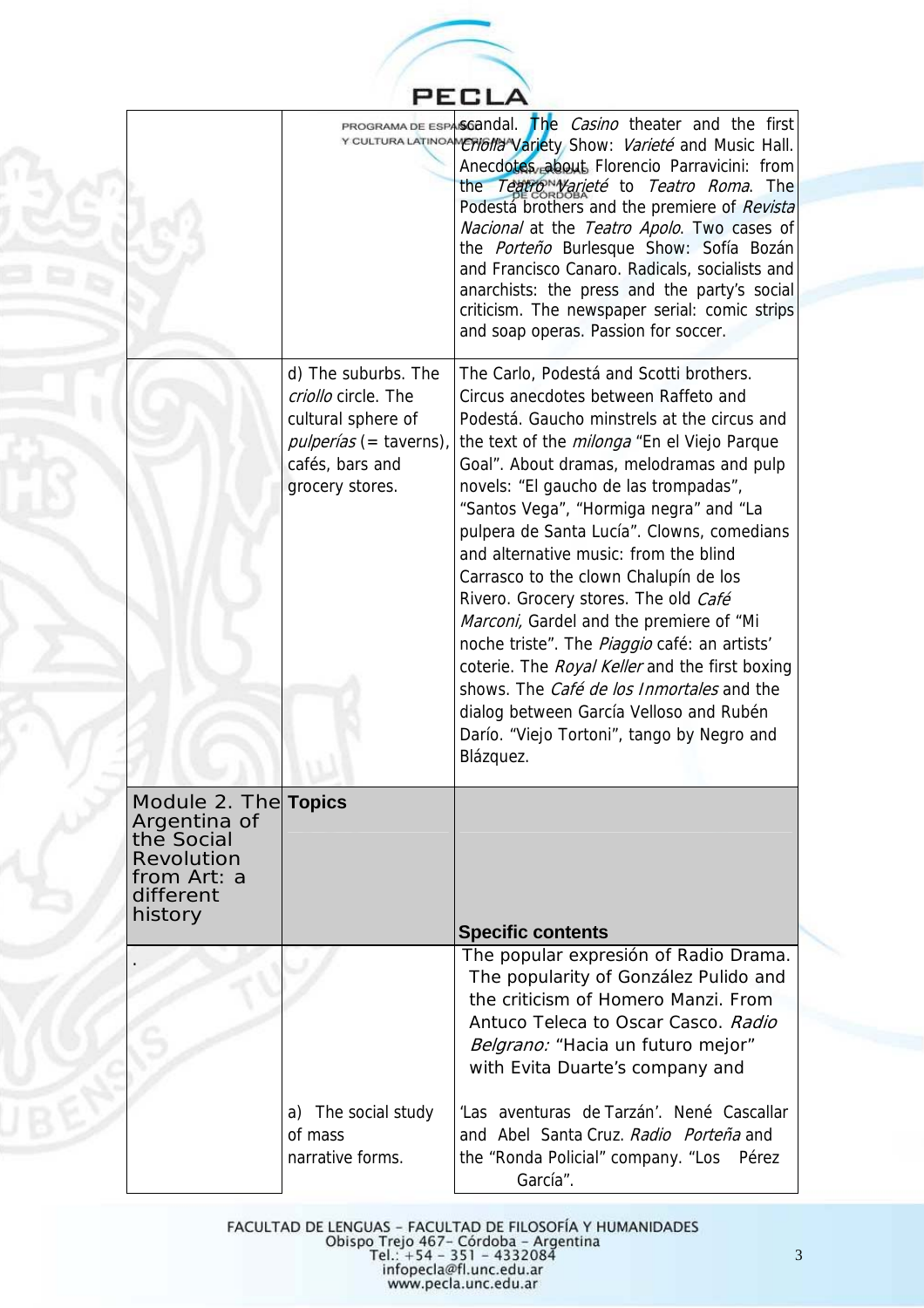| | | |
|---|---|---|
| | | scandal. The *Casino* theater and the first *Criolla* Variety Show: *Varieté* and Music Hall. Anecdotes about Florencio Parravicini: from the *Teatro Varieté* to *Teatro Roma*. The Podestá brothers and the premiere of *Revista Nacional* at the *Teatro Apolo*. Two cases of the *Porteño* Burlesque Show: Sofía Bozán and Francisco Canaro. Radicals, socialists and anarchists: the press and the party's social criticism. The newspaper serial: comic strips and soap operas. Passion for soccer. |
| | d) The suburbs. The *criollo* circle. The cultural sphere of *pulperías* (= taverns), cafés, bars and grocery stores. | The Carlo, Podestá and Scotti brothers. Circus anecdotes between Raffeto and Podestá. Gaucho minstrels at the circus and the text of the *milonga* "En el Viejo Parque Goal". About dramas, melodramas and pulp novels: "El gaucho de las trompadas", "Santos Vega", "Hormiga negra" and "La pulpera de Santa Lucía". Clowns, comedians and alternative music: from the blind Carrasco to the clown Chalupín de los Rivero. Grocery stores. The old *Café Marconi,* Gardel and the premiere of "Mi noche triste". The *Piaggio* café: an artists' coterie. The *Royal Keller* and the first boxing shows. The *Café de los Inmortales* and the dialog between García Velloso and Rubén Darío. "Viejo Tortoni", tango by Negro and Blázquez. |
| Module 2. The Argentina of the Social Revolution from Art: a different history | **Topics** | **Specific contents** |
| . | a) The social study of mass narrative forms. | The popular expresión of Radio Drama. The popularity of González Pulido and the criticism of Homero Manzi. From Antuco Teleca to Oscar Casco. *Radio Belgrano:* "Hacia un futuro mejor" with Evita Duarte's company and 'Las aventuras de Tarzán'. Nené Cascallar and Abel Santa Cruz. *Radio Porteña* and the "Ronda Policial" company. "Los Pérez García". |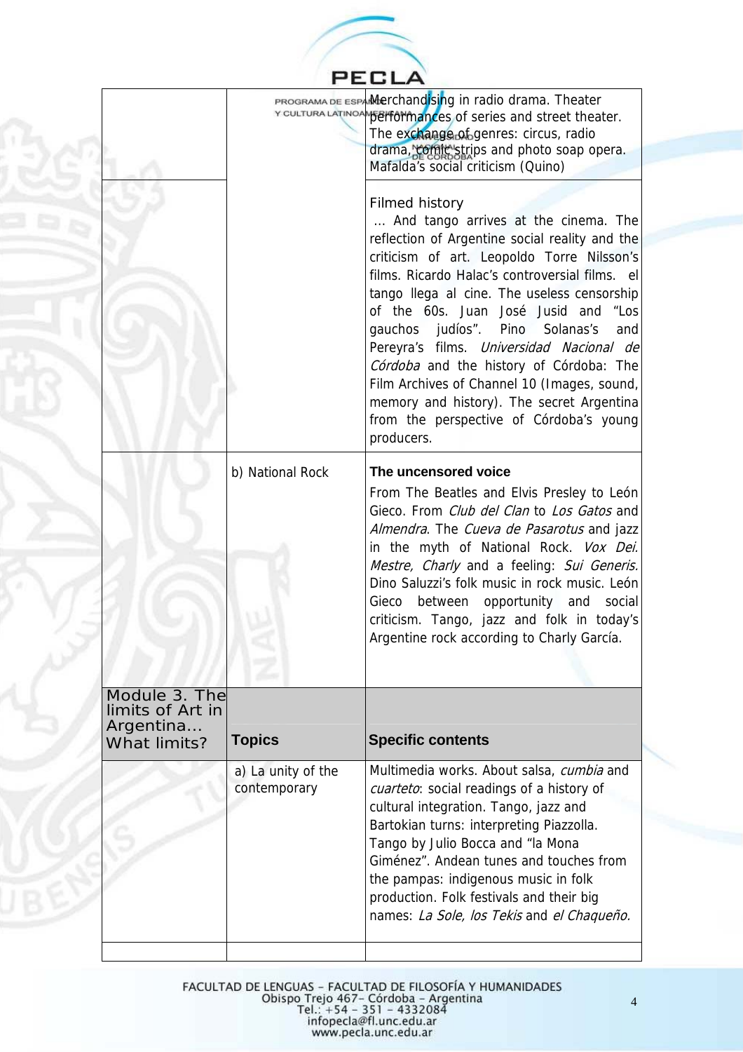| | | |
|---|---|---|
| | | Merchandising in radio drama. Theater performances of series and street theater. The exchange of genres: circus, radio drama, comic strips and photo soap opera. Mafalda's social criticism (Quino) |
| | | Filmed history<br>… And tango arrives at the cinema. The reflection of Argentine social reality and the criticism of art. Leopoldo Torre Nilsson's films. Ricardo Halac's controversial films. el tango llega al cine. The useless censorship of the 60s. Juan José Jusid and "Los gauchos judíos". Pino Solanas's and Pereyra's films. *Universidad Nacional de Córdoba* and the history of Córdoba: The Film Archives of Channel 10 (Images, sound, memory and history). The secret Argentina from the perspective of Córdoba's young producers. |
| | b) National Rock | **The uncensored voice**<br>From The Beatles and Elvis Presley to León Gieco. From *Club del Clan* to *Los Gatos* and *Almendra*. The *Cueva de Pasarotus* and jazz in the myth of National Rock. *Vox Dei. Mestre, Charly* and a feeling: *Sui Generis.* Dino Saluzzi's folk music in rock music. León Gieco between opportunity and social criticism. Tango, jazz and folk in today's Argentine rock according to Charly García. |
| Module 3. The limits of Art in Argentina… What limits? | **Topics** | **Specific contents** |
| | a) La unity of the contemporary | Multimedia works. About salsa, *cumbia* and *cuarteto*: social readings of a history of cultural integration. Tango, jazz and Bartokian turns: interpreting Piazzolla. Tango by Julio Bocca and "la Mona Giménez". Andean tunes and touches from the pampas: indigenous music in folk production. Folk festivals and their big names: *La Sole, los Tekis* and *el Chaqueño.* |
| | | |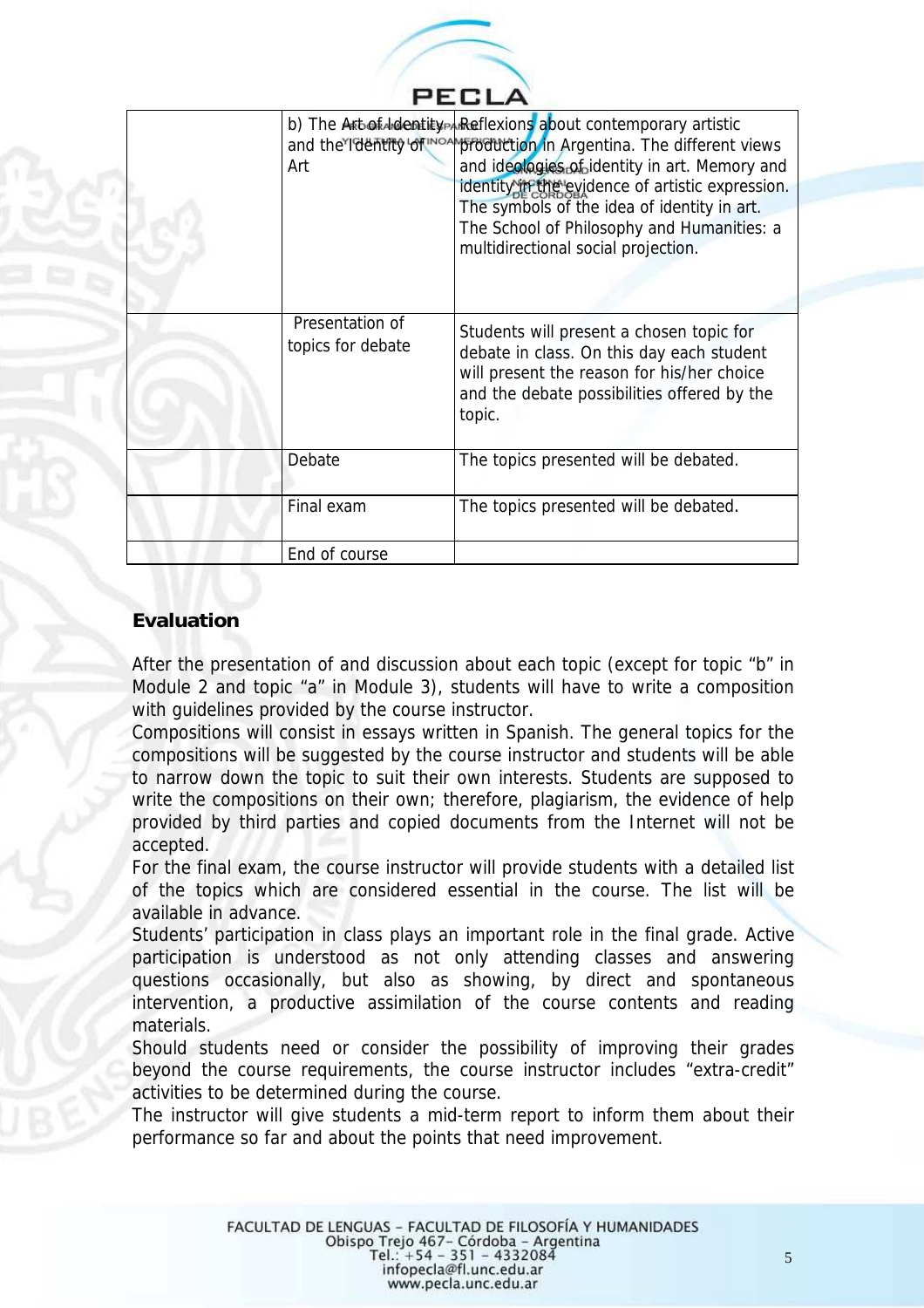| | | |
|---|---|---|
| | b) The Art of Identity and the Identity of Art | Reflexions about contemporary artistic production in Argentina. The different views and ideologies of identity in art. Memory and identity in the evidence of artistic expression. The symbols of the idea of identity in art. The School of Philosophy and Humanities: a multidirectional social projection. |
| | Presentation of topics for debate | Students will present a chosen topic for debate in class. On this day each student will present the reason for his/her choice and the debate possibilities offered by the topic. |
| | Debate | The topics presented will be debated. |
| | Final exam | The topics presented will be debated. |
| | End of course | |

## Evaluation

After the presentation of and discussion about each topic (except for topic "b" in Module 2 and topic "a" in Module 3), students will have to write a composition with guidelines provided by the course instructor.

Compositions will consist in essays written in Spanish. The general topics for the compositions will be suggested by the course instructor and students will be able to narrow down the topic to suit their own interests. Students are supposed to write the compositions on their own; therefore, plagiarism, the evidence of help provided by third parties and copied documents from the Internet will not be accepted.

For the final exam, the course instructor will provide students with a detailed list of the topics which are considered essential in the course. The list will be available in advance.

Students' participation in class plays an important role in the final grade. Active participation is understood as not only attending classes and answering questions occasionally, but also as showing, by direct and spontaneous intervention, a productive assimilation of the course contents and reading materials.

Should students need or consider the possibility of improving their grades beyond the course requirements, the course instructor includes "extra-credit" activities to be determined during the course.

The instructor will give students a mid-term report to inform them about their performance so far and about the points that need improvement.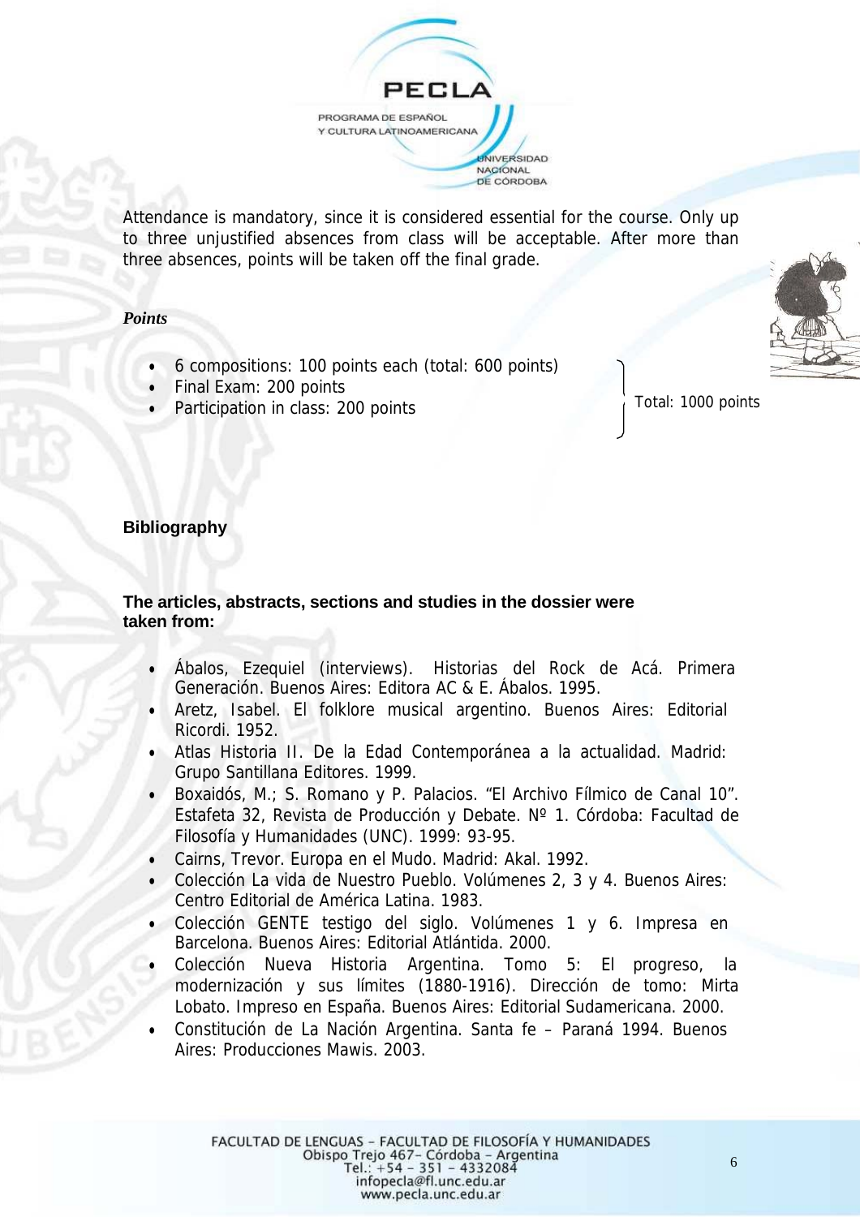Attendance is mandatory, since it is considered essential for the course. Only up to three unjustified absences from class will be acceptable. After more than three absences, points will be taken off the final grade.

*Points*

- 6 compositions: 100 points each (total: 600 points)
- Final Exam: 200 points
- Participation in class: 200 points

Total: 1000 points

**Bibliography**

**The articles, abstracts, sections and studies in the dossier were taken from:**

- Ábalos, Ezequiel (interviews). Historias del Rock de Acá. Primera Generación. Buenos Aires: Editora AC & E. Ábalos. 1995.
- Aretz, Isabel. El folklore musical argentino. Buenos Aires: Editorial Ricordi. 1952.
- Atlas Historia II. De la Edad Contemporánea a la actualidad. Madrid: Grupo Santillana Editores. 1999.
- Boxaidós, M.; S. Romano y P. Palacios. "El Archivo Fílmico de Canal 10". Estafeta 32, Revista de Producción y Debate. Nº 1. Córdoba: Facultad de Filosofía y Humanidades (UNC). 1999: 93-95.
- Cairns, Trevor. Europa en el Mudo. Madrid: Akal. 1992.
- Colección La vida de Nuestro Pueblo. Volúmenes 2, 3 y 4. Buenos Aires: Centro Editorial de América Latina. 1983.
- Colección GENTE testigo del siglo. Volúmenes 1 y 6. Impresa en Barcelona. Buenos Aires: Editorial Atlántida. 2000.
- Colección Nueva Historia Argentina. Tomo 5: El progreso, la modernización y sus límites (1880-1916). Dirección de tomo: Mirta Lobato. Impreso en España. Buenos Aires: Editorial Sudamericana. 2000.
- Constitución de La Nación Argentina. Santa fe – Paraná 1994. Buenos Aires: Producciones Mawis. 2003.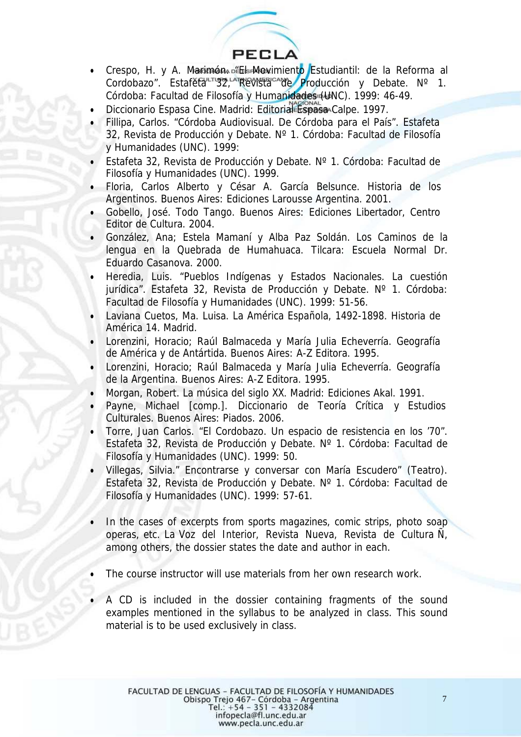- Crespo, H. y A. Marimón. "El Movimiento Estudiantil: de la Reforma al Cordobazo". Estafeta 32, Revista de Producción y Debate. Nº 1. Córdoba: Facultad de Filosofía y Humanidades (UNC). 1999: 46-49.
- Diccionario Espasa Cine. Madrid: Editorial Espasa Calpe. 1997.
- Fillipa, Carlos. "Córdoba Audiovisual. De Córdoba para el País". Estafeta 32, Revista de Producción y Debate. Nº 1. Córdoba: Facultad de Filosofía y Humanidades (UNC). 1999:
- Estafeta 32, Revista de Producción y Debate. Nº 1. Córdoba: Facultad de Filosofía y Humanidades (UNC). 1999.
- Floria, Carlos Alberto y César A. García Belsunce. Historia de los Argentinos. Buenos Aires: Ediciones Larousse Argentina. 2001.
- Gobello, José. Todo Tango. Buenos Aires: Ediciones Libertador, Centro Editor de Cultura. 2004.
- González, Ana; Estela Mamaní y Alba Paz Soldán. Los Caminos de la lengua en la Quebrada de Humahuaca. Tilcara: Escuela Normal Dr. Eduardo Casanova. 2000.
- Heredia, Luis. "Pueblos Indígenas y Estados Nacionales. La cuestión jurídica". Estafeta 32, Revista de Producción y Debate. Nº 1. Córdoba: Facultad de Filosofía y Humanidades (UNC). 1999: 51-56.
- Laviana Cuetos, Ma. Luisa. La América Española, 1492-1898. Historia de América 14. Madrid.
- Lorenzini, Horacio; Raúl Balmaceda y María Julia Echeverría. Geografía de América y de Antártida. Buenos Aires: A-Z Editora. 1995.
- Lorenzini, Horacio; Raúl Balmaceda y María Julia Echeverría. Geografía de la Argentina. Buenos Aires: A-Z Editora. 1995.
- Morgan, Robert. La música del siglo XX. Madrid: Ediciones Akal. 1991.
- Payne, Michael [comp.]. Diccionario de Teoría Crítica y Estudios Culturales. Buenos Aires: Piados. 2006.
- Torre, Juan Carlos. "El Cordobazo. Un espacio de resistencia en los '70". Estafeta 32, Revista de Producción y Debate. Nº 1. Córdoba: Facultad de Filosofía y Humanidades (UNC). 1999: 50.
- Villegas, Silvia." Encontrarse y conversar con María Escudero" (Teatro). Estafeta 32, Revista de Producción y Debate. Nº 1. Córdoba: Facultad de Filosofía y Humanidades (UNC). 1999: 57-61.

- In the cases of excerpts from sports magazines, comic strips, photo soap operas, etc. La Voz del Interior, Revista Nueva, Revista de Cultura Ñ, among others, the dossier states the date and author in each.

- The course instructor will use materials from her own research work.

- A CD is included in the dossier containing fragments of the sound examples mentioned in the syllabus to be analyzed in class. This sound material is to be used exclusively in class.